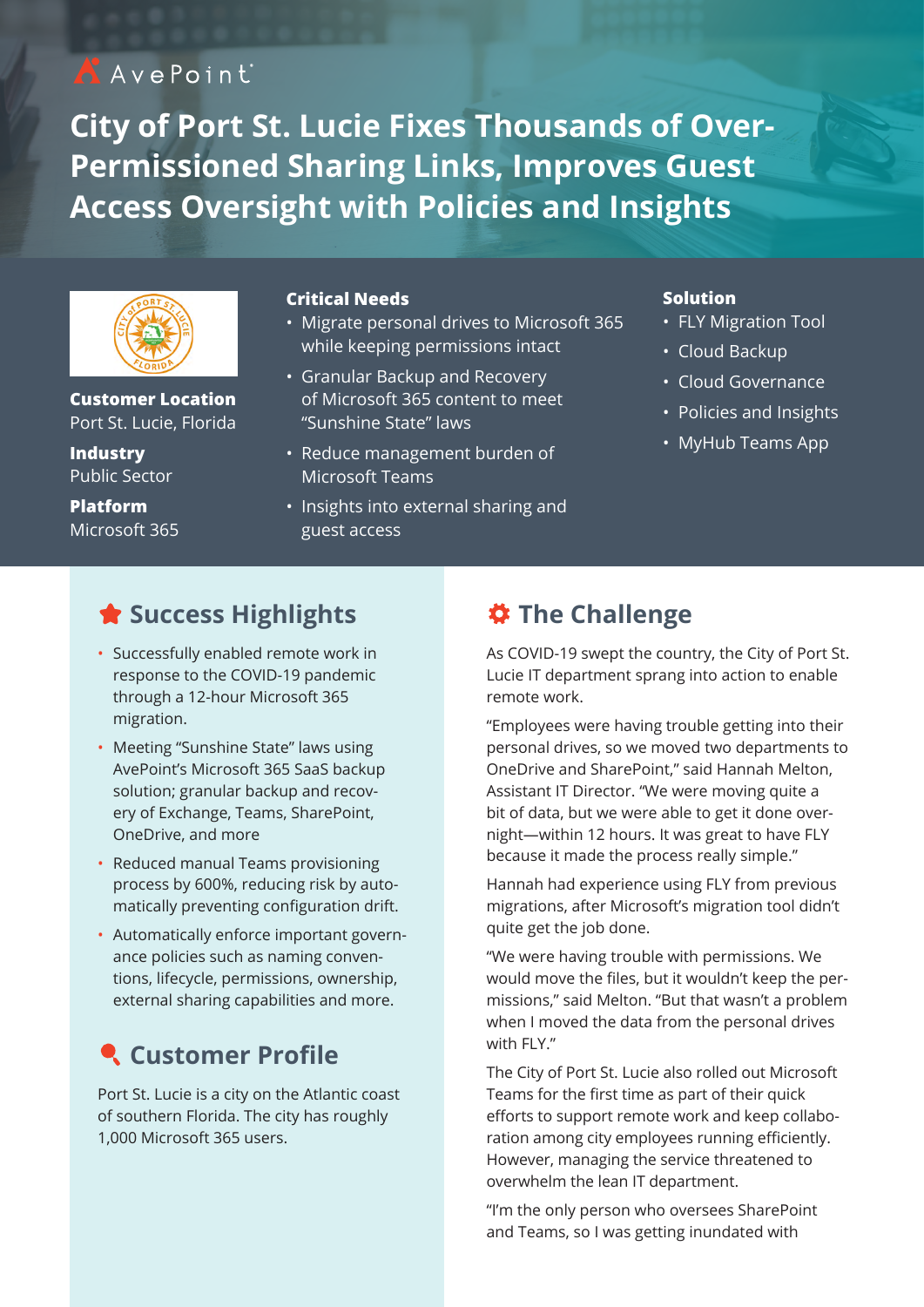AvePoint

# City of Port St. Lucie Fixes Thousands of Over-Permissioned Sharing Links, Improves Guest Access Oversight with Policies and Insights

**Customer Location**
Port St. Lucie, Florida

**Industry**
Public Sector

**Platform**
Microsoft 365

**Critical Needs**

- Migrate personal drives to Microsoft 365 while keeping permissions intact
- Granular Backup and Recovery of Microsoft 365 content to meet "Sunshine State" laws
- Reduce management burden of Microsoft Teams
- Insights into external sharing and guest access

**Solution**

- FLY Migration Tool
- Cloud Backup
- Cloud Governance
- Policies and Insights
- MyHub Teams App

## Success Highlights

- Successfully enabled remote work in response to the COVID-19 pandemic through a 12-hour Microsoft 365 migration.
- Meeting "Sunshine State" laws using AvePoint's Microsoft 365 SaaS backup solution; granular backup and recovery of Exchange, Teams, SharePoint, OneDrive, and more
- Reduced manual Teams provisioning process by 600%, reducing risk by automatically preventing configuration drift.
- Automatically enforce important governance policies such as naming conventions, lifecycle, permissions, ownership, external sharing capabilities and more.

## Customer Profile

Port St. Lucie is a city on the Atlantic coast of southern Florida. The city has roughly 1,000 Microsoft 365 users.

## The Challenge

As COVID-19 swept the country, the City of Port St. Lucie IT department sprang into action to enable remote work.

"Employees were having trouble getting into their personal drives, so we moved two departments to OneDrive and SharePoint," said Hannah Melton, Assistant IT Director. "We were moving quite a bit of data, but we were able to get it done overnight—within 12 hours. It was great to have FLY because it made the process really simple."

Hannah had experience using FLY from previous migrations, after Microsoft's migration tool didn't quite get the job done.

"We were having trouble with permissions. We would move the files, but it wouldn't keep the permissions," said Melton. "But that wasn't a problem when I moved the data from the personal drives with FLY."

The City of Port St. Lucie also rolled out Microsoft Teams for the first time as part of their quick efforts to support remote work and keep collaboration among city employees running efficiently. However, managing the service threatened to overwhelm the lean IT department.

"I'm the only person who oversees SharePoint and Teams, so I was getting inundated with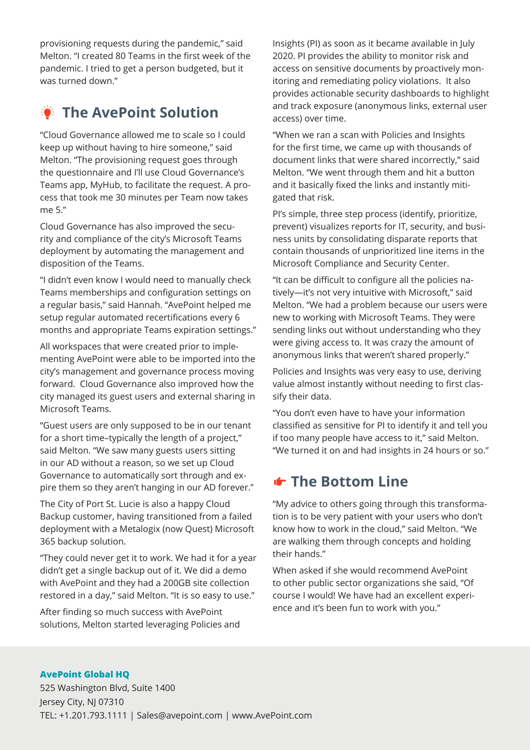provisioning requests during the pandemic," said Melton. "I created 80 Teams in the first week of the pandemic. I tried to get a person budgeted, but it was turned down."

## The AvePoint Solution

"Cloud Governance allowed me to scale so I could keep up without having to hire someone," said Melton. "The provisioning request goes through the questionnaire and I'll use Cloud Governance's Teams app, MyHub, to facilitate the request. A process that took me 30 minutes per Team now takes me 5."

Cloud Governance has also improved the security and compliance of the city's Microsoft Teams deployment by automating the management and disposition of the Teams.

"I didn't even know I would need to manually check Teams memberships and configuration settings on a regular basis," said Hannah. "AvePoint helped me setup regular automated recertifications every 6 months and appropriate Teams expiration settings."

All workspaces that were created prior to implementing AvePoint were able to be imported into the city's management and governance process moving forward. Cloud Governance also improved how the city managed its guest users and external sharing in Microsoft Teams.

"Guest users are only supposed to be in our tenant for a short time–typically the length of a project," said Melton. "We saw many guests users sitting in our AD without a reason, so we set up Cloud Governance to automatically sort through and expire them so they aren't hanging in our AD forever."

The City of Port St. Lucie is also a happy Cloud Backup customer, having transitioned from a failed deployment with a Metalogix (now Quest) Microsoft 365 backup solution.

"They could never get it to work. We had it for a year didn't get a single backup out of it. We did a demo with AvePoint and they had a 200GB site collection restored in a day," said Melton. "It is so easy to use."

After finding so much success with AvePoint solutions, Melton started leveraging Policies and Insights (PI) as soon as it became available in July 2020. PI provides the ability to monitor risk and access on sensitive documents by proactively monitoring and remediating policy violations. It also provides actionable security dashboards to highlight and track exposure (anonymous links, external user access) over time.

"When we ran a scan with Policies and Insights for the first time, we came up with thousands of document links that were shared incorrectly," said Melton. "We went through them and hit a button and it basically fixed the links and instantly mitigated that risk.

PI's simple, three step process (identify, prioritize, prevent) visualizes reports for IT, security, and business units by consolidating disparate reports that contain thousands of unprioritized line items in the Microsoft Compliance and Security Center.

"It can be difficult to configure all the policies natively—it's not very intuitive with Microsoft," said Melton. "We had a problem because our users were new to working with Microsoft Teams. They were sending links out without understanding who they were giving access to. It was crazy the amount of anonymous links that weren't shared properly."

Policies and Insights was very easy to use, deriving value almost instantly without needing to first classify their data.

"You don't even have to have your information classified as sensitive for PI to identify it and tell you if too many people have access to it," said Melton. "We turned it on and had insights in 24 hours or so."

## The Bottom Line

"My advice to others going through this transformation is to be very patient with your users who don't know how to work in the cloud," said Melton. "We are walking them through concepts and holding their hands."

When asked if she would recommend AvePoint to other public sector organizations she said, "Of course I would! We have had an excellent experience and it's been fun to work with you."

**AvePoint Global HQ**
525 Washington Blvd, Suite 1400
Jersey City, NJ 07310
TEL: +1.201.793.1111 | Sales@avepoint.com | www.AvePoint.com